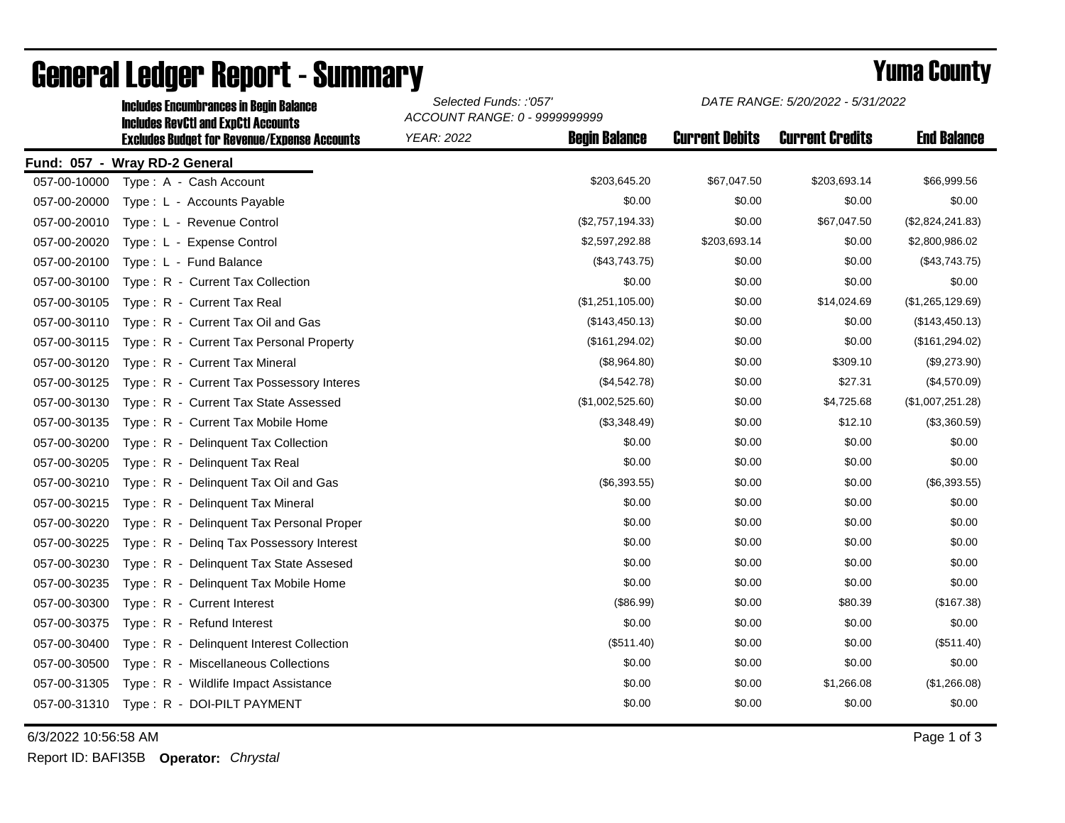# General Ledger Report - Summary

## Yuma County

**Includes Encumbrances in Begin Balance**
**Includes RevCtl and ExpCtl Accounts**
**Excludes Budget for Revenue/Expense Accounts**

*Selected Funds: :'057'*
*ACCOUNT RANGE: 0 - 9999999999*
*YEAR: 2022*

*DATE RANGE: 5/20/2022 - 5/31/2022*

**Fund: 057 - Wray RD-2 General**

| Account | Description | Begin Balance | Current Debits | Current Credits | End Balance |
|---|---|---|---|---|---|
| 057-00-10000 | Type : A - Cash Account | $203,645.20 | $67,047.50 | $203,693.14 | $66,999.56 |
| 057-00-20000 | Type : L - Accounts Payable | $0.00 | $0.00 | $0.00 | $0.00 |
| 057-00-20010 | Type : L - Revenue Control | ($2,757,194.33) | $0.00 | $67,047.50 | ($2,824,241.83) |
| 057-00-20020 | Type : L - Expense Control | $2,597,292.88 | $203,693.14 | $0.00 | $2,800,986.02 |
| 057-00-20100 | Type : L - Fund Balance | ($43,743.75) | $0.00 | $0.00 | ($43,743.75) |
| 057-00-30100 | Type : R - Current Tax Collection | $0.00 | $0.00 | $0.00 | $0.00 |
| 057-00-30105 | Type : R - Current Tax Real | ($1,251,105.00) | $0.00 | $14,024.69 | ($1,265,129.69) |
| 057-00-30110 | Type : R - Current Tax Oil and Gas | ($143,450.13) | $0.00 | $0.00 | ($143,450.13) |
| 057-00-30115 | Type : R - Current Tax Personal Property | ($161,294.02) | $0.00 | $0.00 | ($161,294.02) |
| 057-00-30120 | Type : R - Current Tax Mineral | ($8,964.80) | $0.00 | $309.10 | ($9,273.90) |
| 057-00-30125 | Type : R - Current Tax Possessory Interes | ($4,542.78) | $0.00 | $27.31 | ($4,570.09) |
| 057-00-30130 | Type : R - Current Tax State Assessed | ($1,002,525.60) | $0.00 | $4,725.68 | ($1,007,251.28) |
| 057-00-30135 | Type : R - Current Tax Mobile Home | ($3,348.49) | $0.00 | $12.10 | ($3,360.59) |
| 057-00-30200 | Type : R - Delinquent Tax Collection | $0.00 | $0.00 | $0.00 | $0.00 |
| 057-00-30205 | Type : R - Delinquent Tax Real | $0.00 | $0.00 | $0.00 | $0.00 |
| 057-00-30210 | Type : R - Delinquent Tax Oil and Gas | ($6,393.55) | $0.00 | $0.00 | ($6,393.55) |
| 057-00-30215 | Type : R - Delinquent Tax Mineral | $0.00 | $0.00 | $0.00 | $0.00 |
| 057-00-30220 | Type : R - Delinquent Tax Personal Proper | $0.00 | $0.00 | $0.00 | $0.00 |
| 057-00-30225 | Type : R - Delinq Tax Possessory Interest | $0.00 | $0.00 | $0.00 | $0.00 |
| 057-00-30230 | Type : R - Delinquent Tax State Assesed | $0.00 | $0.00 | $0.00 | $0.00 |
| 057-00-30235 | Type : R - Delinquent Tax Mobile Home | $0.00 | $0.00 | $0.00 | $0.00 |
| 057-00-30300 | Type : R - Current Interest | ($86.99) | $0.00 | $80.39 | ($167.38) |
| 057-00-30375 | Type : R - Refund Interest | $0.00 | $0.00 | $0.00 | $0.00 |
| 057-00-30400 | Type : R - Delinquent Interest Collection | ($511.40) | $0.00 | $0.00 | ($511.40) |
| 057-00-30500 | Type : R - Miscellaneous Collections | $0.00 | $0.00 | $0.00 | $0.00 |
| 057-00-31305 | Type : R - Wildlife Impact Assistance | $0.00 | $0.00 | $1,266.08 | ($1,266.08) |
| 057-00-31310 | Type : R - DOI-PILT PAYMENT | $0.00 | $0.00 | $0.00 | $0.00 |

6/3/2022 10:56:58 AM

Report ID: BAFI35B **Operator:** *Chrystal*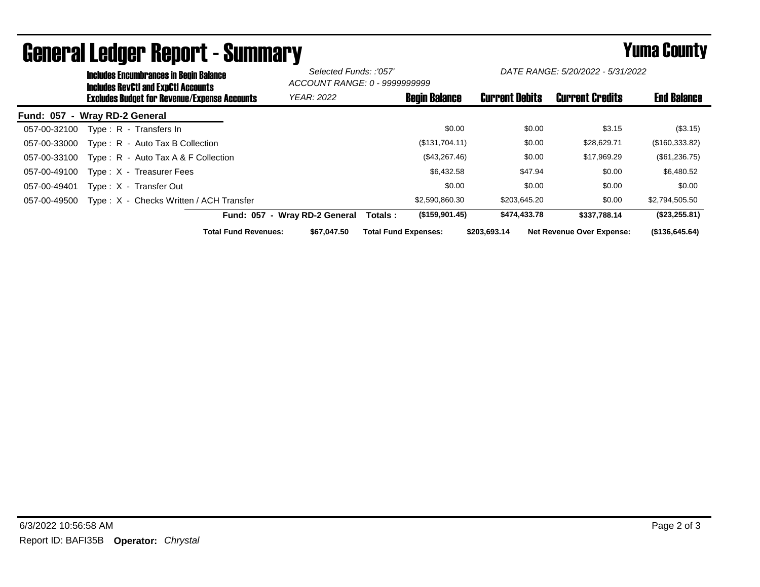# General Ledger Report - Summary

## Yuma County

**Includes Encumbrances in Begin Balance**
**Includes RevCtl and ExpCtl Accounts**
**Excludes Budget for Revenue/Expense Accounts**

*Selected Funds: :'057'*
*ACCOUNT RANGE: 0 - 9999999999*
*YEAR: 2022*

*DATE RANGE: 5/20/2022 - 5/31/2022*

**Fund: 057 - Wray RD-2 General**

| Account | Description | Begin Balance | Current Debits | Current Credits | End Balance |
|---|---|---|---|---|---|
| 057-00-32100 | Type : R - Transfers In | $0.00 | $0.00 | $3.15 | ($3.15) |
| 057-00-33000 | Type : R - Auto Tax B Collection | ($131,704.11) | $0.00 | $28,629.71 | ($160,333.82) |
| 057-00-33100 | Type : R - Auto Tax A & F Collection | ($43,267.46) | $0.00 | $17,969.29 | ($61,236.75) |
| 057-00-49100 | Type : X - Treasurer Fees | $6,432.58 | $47.94 | $0.00 | $6,480.52 |
| 057-00-49401 | Type : X - Transfer Out | $0.00 | $0.00 | $0.00 | $0.00 |
| 057-00-49500 | Type : X - Checks Written / ACH Transfer | $2,590,860.30 | $203,645.20 | $0.00 | $2,794,505.50 |
| | **Fund: 057 - Wray RD-2 General Totals :** | **($159,901.45)** | **$474,433.78** | **$337,788.14** | **($23,255.81)** |

**Total Fund Revenues:** **$67,047.50** **Total Fund Expenses:** **$203,693.14** **Net Revenue Over Expense:** **($136,645.64)**

6/3/2022 10:56:58 AM

Report ID: BAFI35B **Operator:** *Chrystal*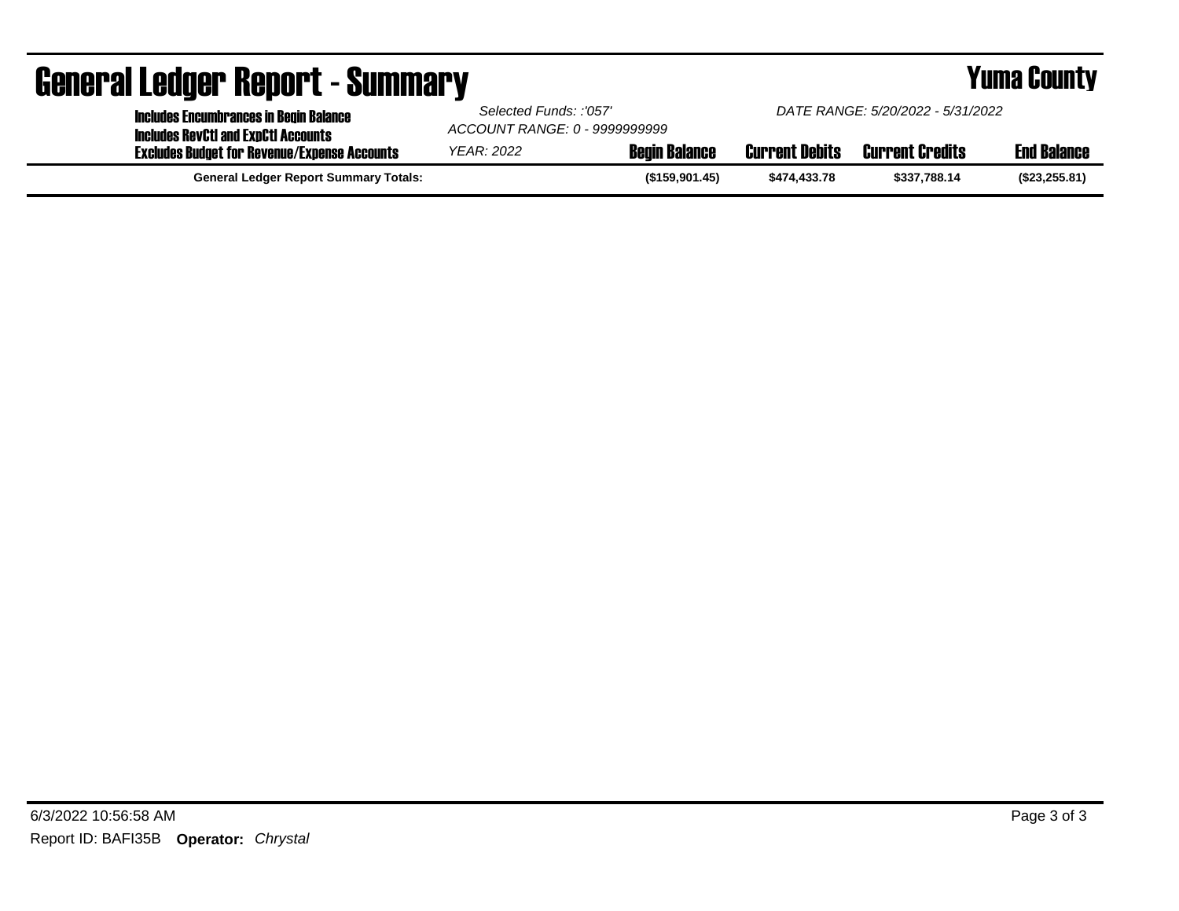# General Ledger Report - Summary

**Yuma County**

**Includes Encumbrances in Begin Balance**
**Includes RevCtl and ExpCtl Accounts**
**Excludes Budget for Revenue/Expense Accounts**

*Selected Funds: :'057'*
*ACCOUNT RANGE: 0 - 9999999999*
*YEAR: 2022*

*DATE RANGE: 5/20/2022 - 5/31/2022*

| | Begin Balance | Current Debits | Current Credits | End Balance |
|---|---|---|---|---|
| **General Ledger Report Summary Totals:** | **($159,901.45)** | **$474,433.78** | **$337,788.14** | **($23,255.81)** |

6/3/2022 10:56:58 AM

Report ID: BAFI35B **Operator:** *Chrystal*